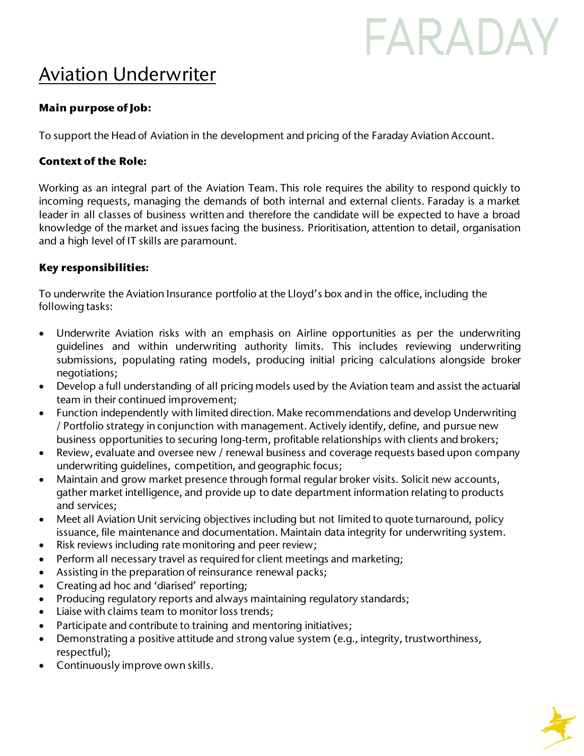# FARADAY

## Aviation Underwriter

**Main purpose of Job:**

To support the Head of Aviation in the development and pricing of the Faraday Aviation Account.

**Context of the Role:**

Working as an integral part of the Aviation Team. This role requires the ability to respond quickly to incoming requests, managing the demands of both internal and external clients. Faraday is a market leader in all classes of business written and therefore the candidate will be expected to have a broad knowledge of the market and issues facing the business. Prioritisation, attention to detail, organisation and a high level of IT skills are paramount.

**Key responsibilities:**

To underwrite the Aviation Insurance portfolio at the Lloyd's box and in the office, including the following tasks:

- Underwrite Aviation risks with an emphasis on Airline opportunities as per the underwriting guidelines and within underwriting authority limits. This includes reviewing underwriting submissions, populating rating models, producing initial pricing calculations alongside broker negotiations;
- Develop a full understanding of all pricing models used by the Aviation team and assist the actuarial team in their continued improvement;
- Function independently with limited direction. Make recommendations and develop Underwriting / Portfolio strategy in conjunction with management. Actively identify, define, and pursue new business opportunities to securing long-term, profitable relationships with clients and brokers;
- Review, evaluate and oversee new / renewal business and coverage requests based upon company underwriting guidelines, competition, and geographic focus;
- Maintain and grow market presence through formal regular broker visits. Solicit new accounts, gather market intelligence, and provide up to date department information relating to products and services;
- Meet all Aviation Unit servicing objectives including but not limited to quote turnaround, policy issuance, file maintenance and documentation. Maintain data integrity for underwriting system.
- Risk reviews including rate monitoring and peer review;
- Perform all necessary travel as required for client meetings and marketing;
- Assisting in the preparation of reinsurance renewal packs;
- Creating ad hoc and 'diarised' reporting;
- Producing regulatory reports and always maintaining regulatory standards;
- Liaise with claims team to monitor loss trends;
- Participate and contribute to training and mentoring initiatives;
- Demonstrating a positive attitude and strong value system (e.g., integrity, trustworthiness, respectful);
- Continuously improve own skills.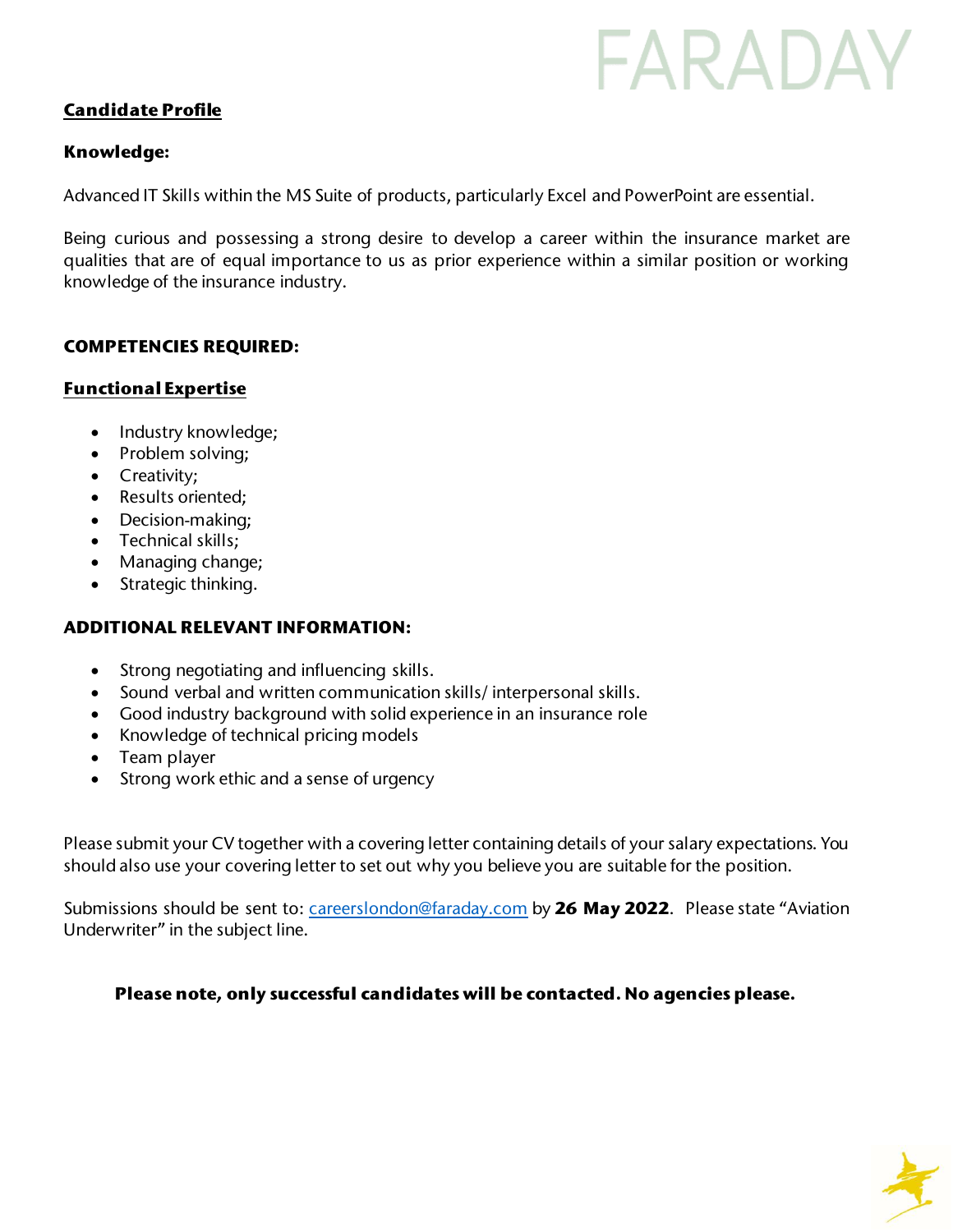## Candidate Profile

### Knowledge:

Advanced IT Skills within the MS Suite of products, particularly Excel and PowerPoint are essential.

Being curious and possessing a strong desire to develop a career within the insurance market are qualities that are of equal importance to us as prior experience within a similar position or working knowledge of the insurance industry.

### COMPETENCIES REQUIRED:

#### Functional Expertise

- Industry knowledge;
- Problem solving;
- Creativity;
- Results oriented;
- Decision-making;
- Technical skills;
- Managing change;
- Strategic thinking.

### ADDITIONAL RELEVANT INFORMATION:

- Strong negotiating and influencing skills.
- Sound verbal and written communication skills/ interpersonal skills.
- Good industry background with solid experience in an insurance role
- Knowledge of technical pricing models
- Team player
- Strong work ethic and a sense of urgency

Please submit your CV together with a covering letter containing details of your salary expectations. You should also use your covering letter to set out why you believe you are suitable for the position.

Submissions should be sent to: careerslondon@faraday.com by **26 May 2022**. Please state "Aviation Underwriter" in the subject line.

**Please note, only successful candidates will be contacted. No agencies please.**